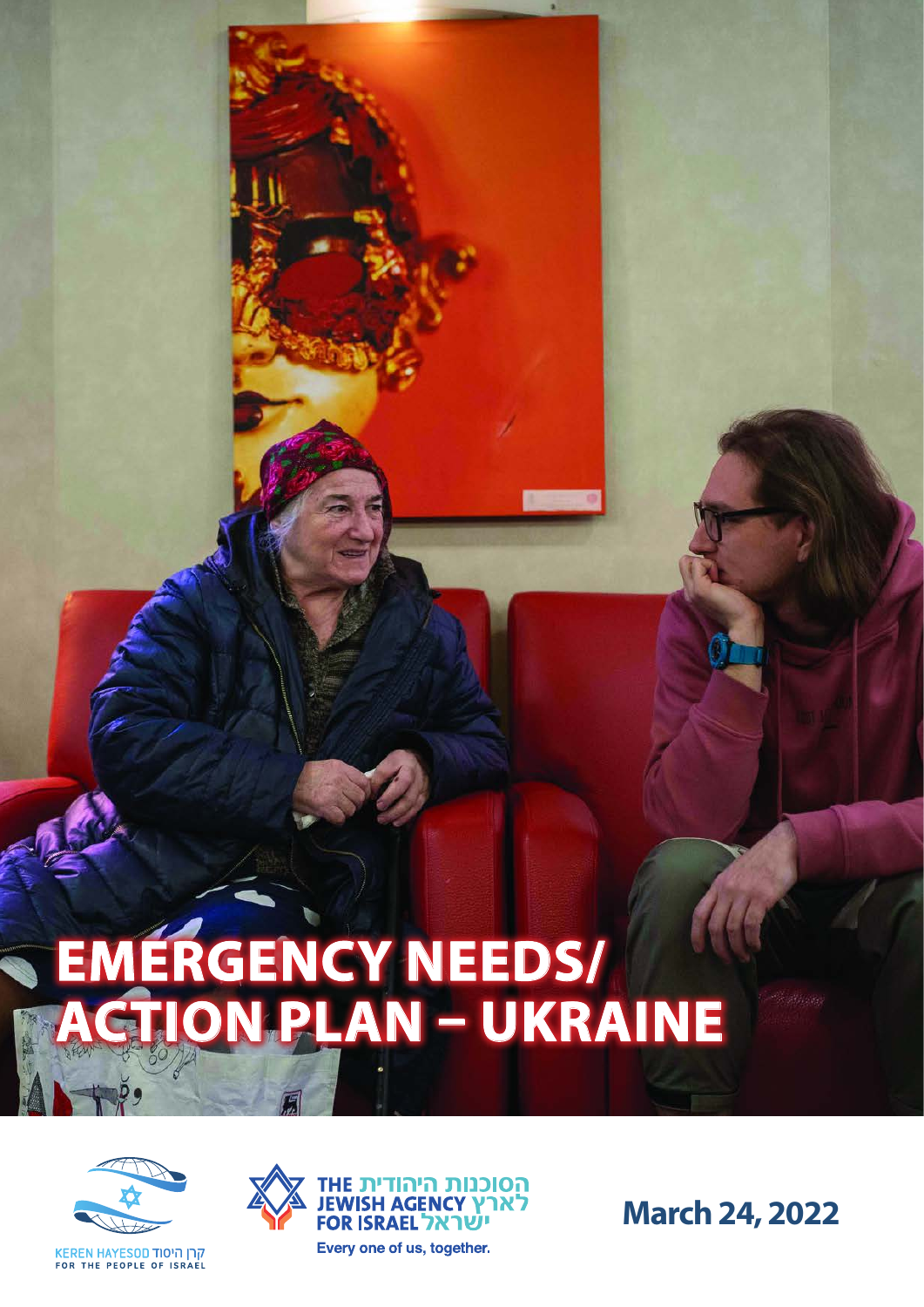# EMERGENCY NEEDS/ ACTION PLAN – UKRAINE

KEREN HAYESOD קרן היסוד
FOR THE PEOPLE OF ISRAEL

THE JEWISH AGENCY FOR ISRAEL
הסוכנות היהודית לארץ ישראל
Every one of us, together.

**March 24, 2022**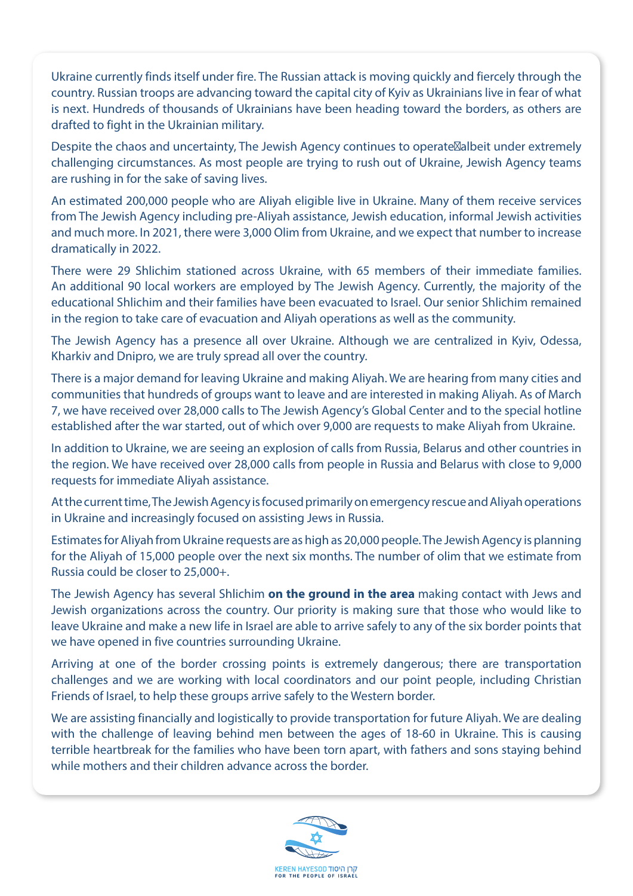Ukraine currently finds itself under fire. The Russian attack is moving quickly and fiercely through the country. Russian troops are advancing toward the capital city of Kyiv as Ukrainians live in fear of what is next. Hundreds of thousands of Ukrainians have been heading toward the borders, as others are drafted to fight in the Ukrainian military.

Despite the chaos and uncertainty, The Jewish Agency continues to operate albeit under extremely challenging circumstances. As most people are trying to rush out of Ukraine, Jewish Agency teams are rushing in for the sake of saving lives.

An estimated 200,000 people who are Aliyah eligible live in Ukraine. Many of them receive services from The Jewish Agency including pre-Aliyah assistance, Jewish education, informal Jewish activities and much more. In 2021, there were 3,000 Olim from Ukraine, and we expect that number to increase dramatically in 2022.

There were 29 Shlichim stationed across Ukraine, with 65 members of their immediate families. An additional 90 local workers are employed by The Jewish Agency. Currently, the majority of the educational Shlichim and their families have been evacuated to Israel. Our senior Shlichim remained in the region to take care of evacuation and Aliyah operations as well as the community.

The Jewish Agency has a presence all over Ukraine. Although we are centralized in Kyiv, Odessa, Kharkiv and Dnipro, we are truly spread all over the country.

There is a major demand for leaving Ukraine and making Aliyah. We are hearing from many cities and communities that hundreds of groups want to leave and are interested in making Aliyah. As of March 7, we have received over 28,000 calls to The Jewish Agency's Global Center and to the special hotline established after the war started, out of which over 9,000 are requests to make Aliyah from Ukraine.

In addition to Ukraine, we are seeing an explosion of calls from Russia, Belarus and other countries in the region. We have received over 28,000 calls from people in Russia and Belarus with close to 9,000 requests for immediate Aliyah assistance.

At the current time, The Jewish Agency is focused primarily on emergency rescue and Aliyah operations in Ukraine and increasingly focused on assisting Jews in Russia.

Estimates for Aliyah from Ukraine requests are as high as 20,000 people. The Jewish Agency is planning for the Aliyah of 15,000 people over the next six months. The number of olim that we estimate from Russia could be closer to 25,000+.

The Jewish Agency has several Shlichim **on the ground in the area** making contact with Jews and Jewish organizations across the country. Our priority is making sure that those who would like to leave Ukraine and make a new life in Israel are able to arrive safely to any of the six border points that we have opened in five countries surrounding Ukraine.

Arriving at one of the border crossing points is extremely dangerous; there are transportation challenges and we are working with local coordinators and our point people, including Christian Friends of Israel, to help these groups arrive safely to the Western border.

We are assisting financially and logistically to provide transportation for future Aliyah. We are dealing with the challenge of leaving behind men between the ages of 18-60 in Ukraine. This is causing terrible heartbreak for the families who have been torn apart, with fathers and sons staying behind while mothers and their children advance across the border.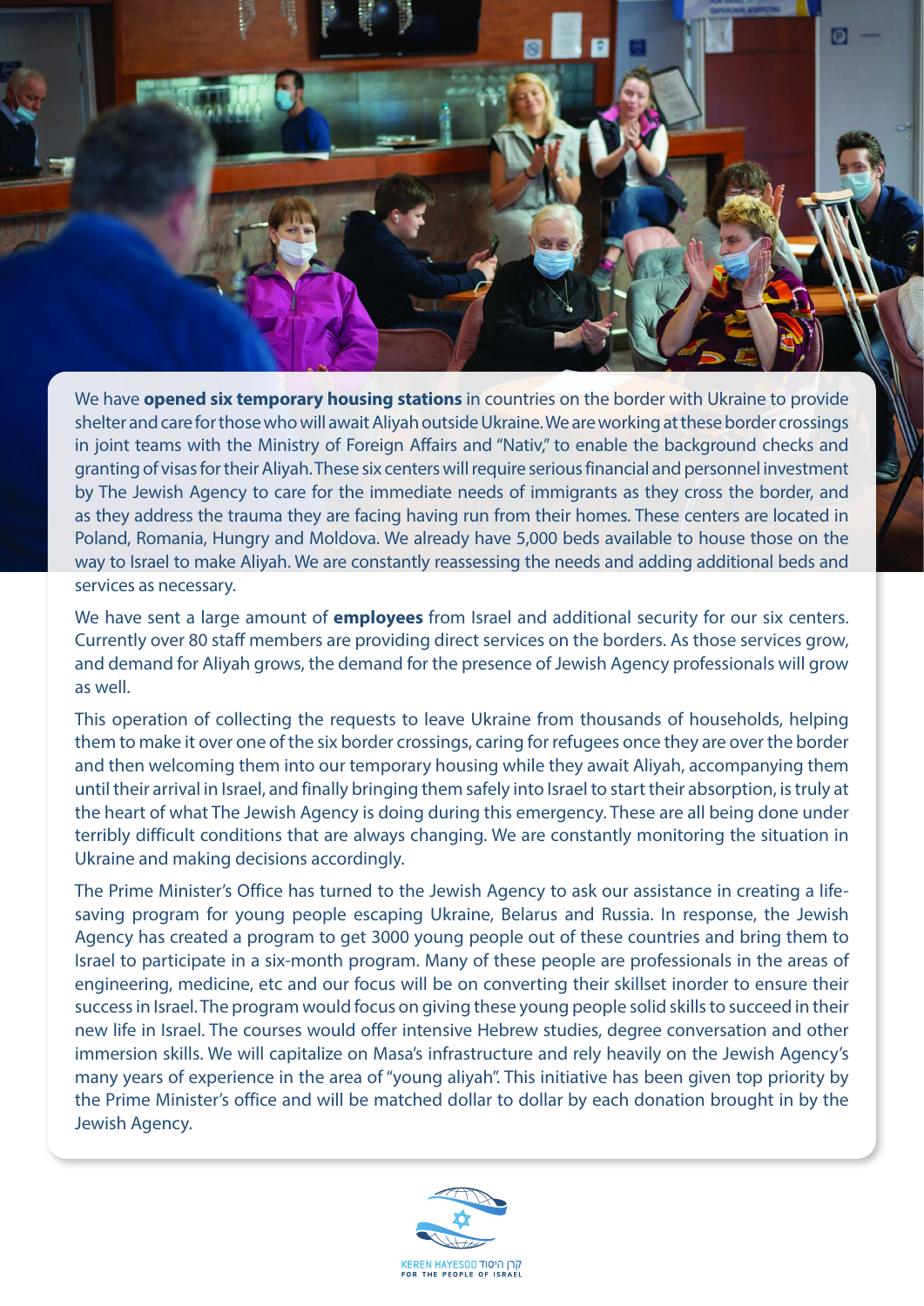We have **opened six temporary housing stations** in countries on the border with Ukraine to provide shelter and care for those who will await Aliyah outside Ukraine. We are working at these border crossings in joint teams with the Ministry of Foreign Affairs and "Nativ," to enable the background checks and granting of visas for their Aliyah. These six centers will require serious financial and personnel investment by The Jewish Agency to care for the immediate needs of immigrants as they cross the border, and as they address the trauma they are facing having run from their homes. These centers are located in Poland, Romania, Hungry and Moldova. We already have 5,000 beds available to house those on the way to Israel to make Aliyah. We are constantly reassessing the needs and adding additional beds and services as necessary.

We have sent a large amount of **employees** from Israel and additional security for our six centers. Currently over 80 staff members are providing direct services on the borders. As those services grow, and demand for Aliyah grows, the demand for the presence of Jewish Agency professionals will grow as well.

This operation of collecting the requests to leave Ukraine from thousands of households, helping them to make it over one of the six border crossings, caring for refugees once they are over the border and then welcoming them into our temporary housing while they await Aliyah, accompanying them until their arrival in Israel, and finally bringing them safely into Israel to start their absorption, is truly at the heart of what The Jewish Agency is doing during this emergency. These are all being done under terribly difficult conditions that are always changing. We are constantly monitoring the situation in Ukraine and making decisions accordingly.

The Prime Minister's Office has turned to the Jewish Agency to ask our assistance in creating a life-saving program for young people escaping Ukraine, Belarus and Russia. In response, the Jewish Agency has created a program to get 3000 young people out of these countries and bring them to Israel to participate in a six-month program. Many of these people are professionals in the areas of engineering, medicine, etc and our focus will be on converting their skillset inorder to ensure their success in Israel. The program would focus on giving these young people solid skills to succeed in their new life in Israel. The courses would offer intensive Hebrew studies, degree conversation and other immersion skills. We will capitalize on Masa's infrastructure and rely heavily on the Jewish Agency's many years of experience in the area of "young aliyah". This initiative has been given top priority by the Prime Minister's office and will be matched dollar to dollar by each donation brought in by the Jewish Agency.

KEREN HAYESOD קרן היסוד
FOR THE PEOPLE OF ISRAEL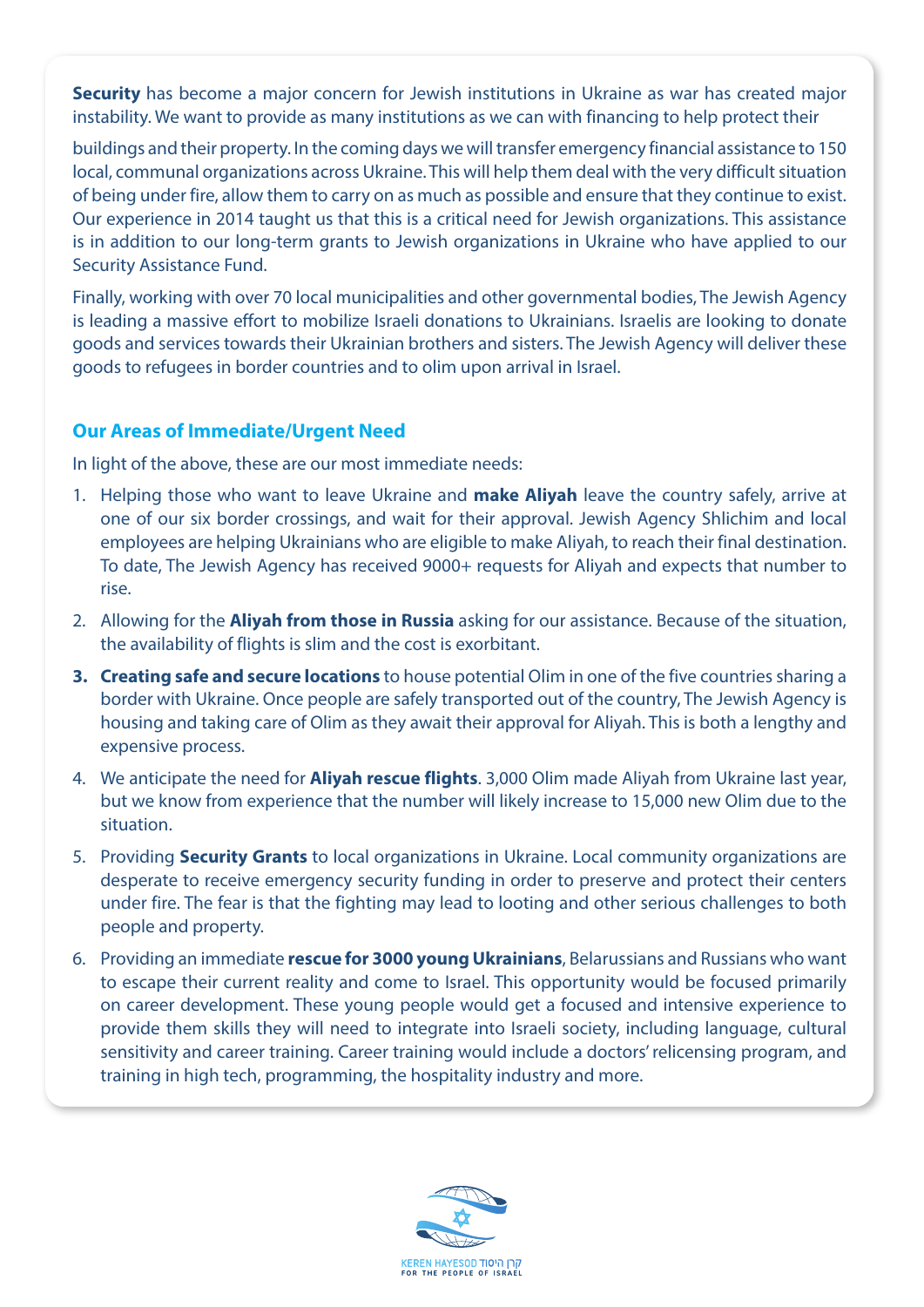**Security** has become a major concern for Jewish institutions in Ukraine as war has created major instability. We want to provide as many institutions as we can with financing to help protect their buildings and their property. In the coming days we will transfer emergency financial assistance to 150 local, communal organizations across Ukraine. This will help them deal with the very difficult situation of being under fire, allow them to carry on as much as possible and ensure that they continue to exist. Our experience in 2014 taught us that this is a critical need for Jewish organizations. This assistance is in addition to our long-term grants to Jewish organizations in Ukraine who have applied to our Security Assistance Fund.

Finally, working with over 70 local municipalities and other governmental bodies, The Jewish Agency is leading a massive effort to mobilize Israeli donations to Ukrainians. Israelis are looking to donate goods and services towards their Ukrainian brothers and sisters. The Jewish Agency will deliver these goods to refugees in border countries and to olim upon arrival in Israel.

## Our Areas of Immediate/Urgent Need

In light of the above, these are our most immediate needs:

1. Helping those who want to leave Ukraine and **make Aliyah** leave the country safely, arrive at one of our six border crossings, and wait for their approval. Jewish Agency Shlichim and local employees are helping Ukrainians who are eligible to make Aliyah, to reach their final destination. To date, The Jewish Agency has received 9000+ requests for Aliyah and expects that number to rise.
2. Allowing for the **Aliyah from those in Russia** asking for our assistance. Because of the situation, the availability of flights is slim and the cost is exorbitant.
3. **Creating safe and secure locations** to house potential Olim in one of the five countries sharing a border with Ukraine. Once people are safely transported out of the country, The Jewish Agency is housing and taking care of Olim as they await their approval for Aliyah. This is both a lengthy and expensive process.
4. We anticipate the need for **Aliyah rescue flights**. 3,000 Olim made Aliyah from Ukraine last year, but we know from experience that the number will likely increase to 15,000 new Olim due to the situation.
5. Providing **Security Grants** to local organizations in Ukraine. Local community organizations are desperate to receive emergency security funding in order to preserve and protect their centers under fire. The fear is that the fighting may lead to looting and other serious challenges to both people and property.
6. Providing an immediate **rescue for 3000 young Ukrainians**, Belarussians and Russians who want to escape their current reality and come to Israel. This opportunity would be focused primarily on career development. These young people would get a focused and intensive experience to provide them skills they will need to integrate into Israeli society, including language, cultural sensitivity and career training. Career training would include a doctors' relicensing program, and training in high tech, programming, the hospitality industry and more.

KEREN HAYESOD קרן היסוד
FOR THE PEOPLE OF ISRAEL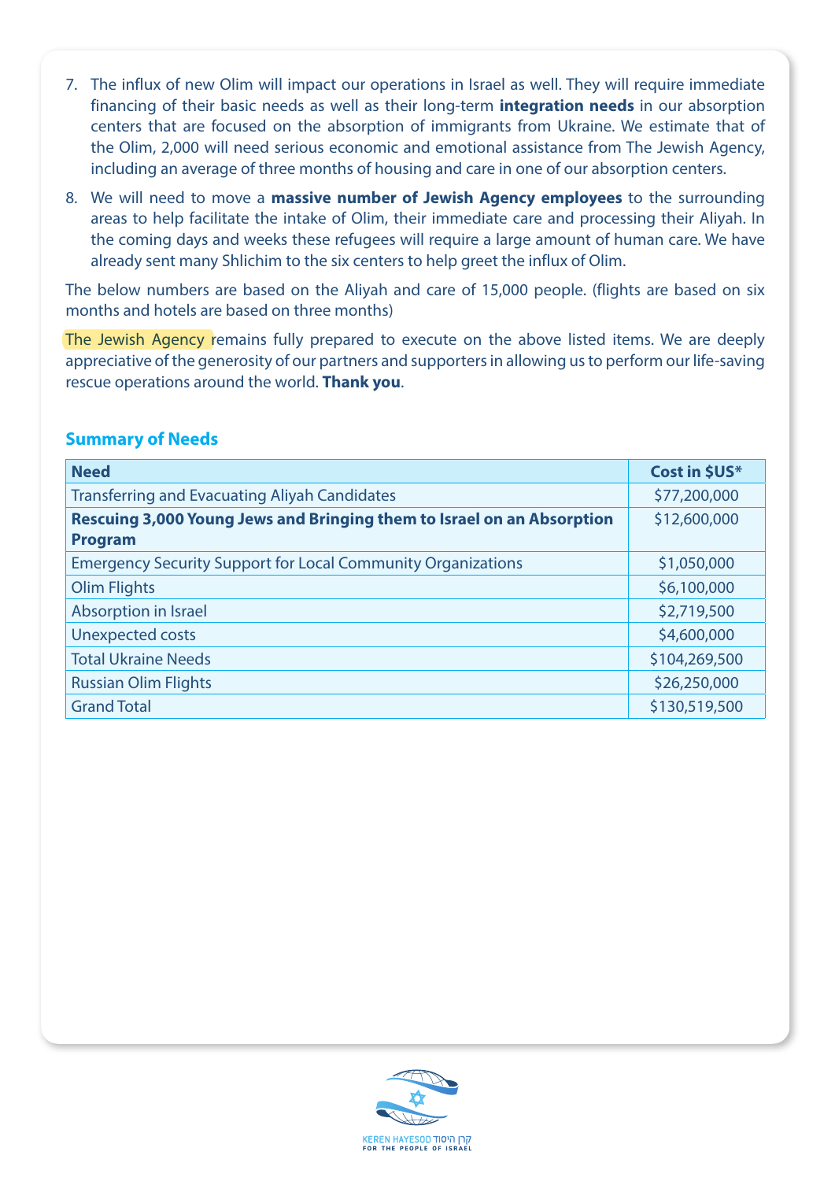7. The influx of new Olim will impact our operations in Israel as well. They will require immediate financing of their basic needs as well as their long-term **integration needs** in our absorption centers that are focused on the absorption of immigrants from Ukraine. We estimate that of the Olim, 2,000 will need serious economic and emotional assistance from The Jewish Agency, including an average of three months of housing and care in one of our absorption centers.
8. We will need to move a **massive number of Jewish Agency employees** to the surrounding areas to help facilitate the intake of Olim, their immediate care and processing their Aliyah. In the coming days and weeks these refugees will require a large amount of human care. We have already sent many Shlichim to the six centers to help greet the influx of Olim.

The below numbers are based on the Aliyah and care of 15,000 people. (flights are based on six months and hotels are based on three months)

The Jewish Agency remains fully prepared to execute on the above listed items. We are deeply appreciative of the generosity of our partners and supporters in allowing us to perform our life-saving rescue operations around the world. **Thank you**.

### Summary of Needs

| Need | Cost in $US* |
|---|---|
| Transferring and Evacuating Aliyah Candidates | $77,200,000 |
| **Rescuing 3,000 Young Jews and Bringing them to Israel on an Absorption Program** | $12,600,000 |
| Emergency Security Support for Local Community Organizations | $1,050,000 |
| Olim Flights | $6,100,000 |
| Absorption in Israel | $2,719,500 |
| Unexpected costs | $4,600,000 |
| Total Ukraine Needs | $104,269,500 |
| Russian Olim Flights | $26,250,000 |
| Grand Total | $130,519,500 |

KEREN HAYESOD קרן היסוד
FOR THE PEOPLE OF ISRAEL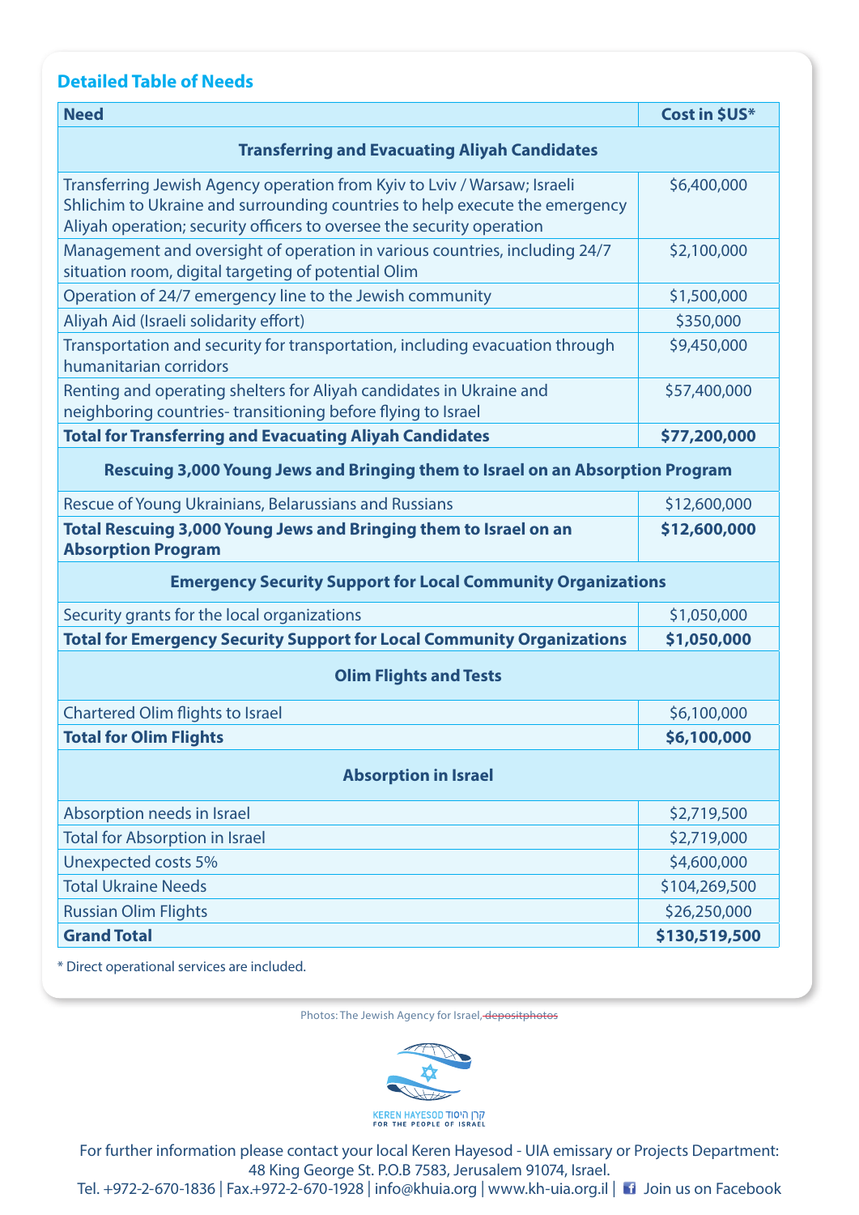## Detailed Table of Needs

| Need | Cost in $US* |
|---|---|
| **Transferring and Evacuating Aliyah Candidates** | |
| Transferring Jewish Agency operation from Kyiv to Lviv / Warsaw; Israeli Shlichim to Ukraine and surrounding countries to help execute the emergency Aliyah operation; security officers to oversee the security operation | $6,400,000 |
| Management and oversight of operation in various countries, including 24/7 situation room, digital targeting of potential Olim | $2,100,000 |
| Operation of 24/7 emergency line to the Jewish community | $1,500,000 |
| Aliyah Aid (Israeli solidarity effort) | $350,000 |
| Transportation and security for transportation, including evacuation through humanitarian corridors | $9,450,000 |
| Renting and operating shelters for Aliyah candidates in Ukraine and neighboring countries- transitioning before flying to Israel | $57,400,000 |
| **Total for Transferring and Evacuating Aliyah Candidates** | **$77,200,000** |
| **Rescuing 3,000 Young Jews and Bringing them to Israel on an Absorption Program** | |
| Rescue of Young Ukrainians, Belarussians and Russians | $12,600,000 |
| **Total Rescuing 3,000 Young Jews and Bringing them to Israel on an Absorption Program** | **$12,600,000** |
| **Emergency Security Support for Local Community Organizations** | |
| Security grants for the local organizations | $1,050,000 |
| **Total for Emergency Security Support for Local Community Organizations** | **$1,050,000** |
| **Olim Flights and Tests** | |
| Chartered Olim flights to Israel | $6,100,000 |
| **Total for Olim Flights** | **$6,100,000** |
| **Absorption in Israel** | |
| Absorption needs in Israel | $2,719,500 |
| Total for Absorption in Israel | $2,719,000 |
| Unexpected costs 5% | $4,600,000 |
| Total Ukraine Needs | $104,269,500 |
| Russian Olim Flights | $26,250,000 |
| **Grand Total** | **$130,519,500** |

* Direct operational services are included.

Photos: The Jewish Agency for Israel, ~~depositphotos~~

KEREN HAYESOD קרן היסוד
FOR THE PEOPLE OF ISRAEL

For further information please contact your local Keren Hayesod - UIA emissary or Projects Department:
48 King George St. P.O.B 7583, Jerusalem 91074, Israel.
Tel. +972-2-670-1836 | Fax.+972-2-670-1928 | info@khuia.org | www.kh-uia.org.il | Join us on Facebook